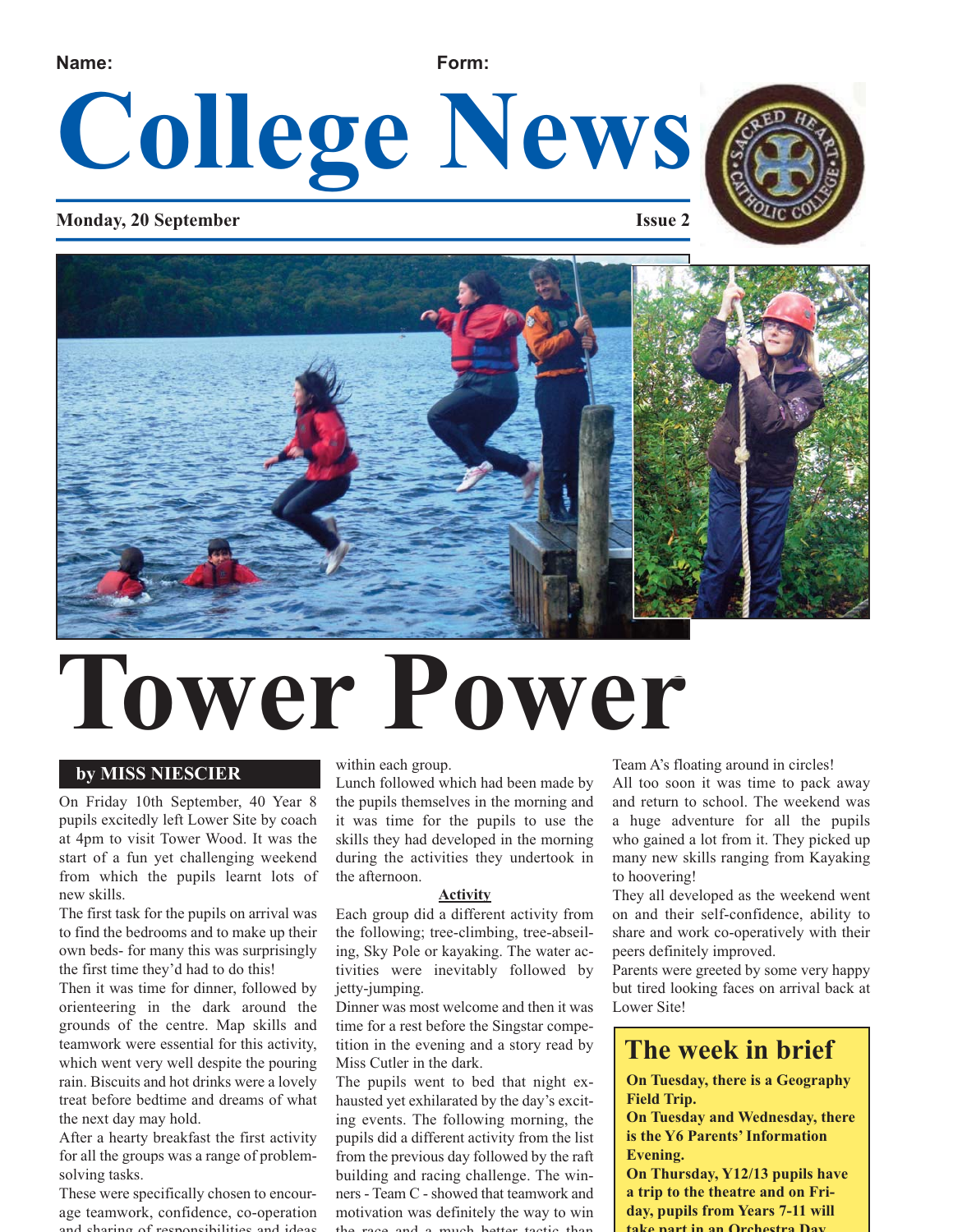Name: Form:

# College News

**Monday, 20 September** **Issue 2**

# Tower Power

**by MISS NIESCIER**

On Friday 10th September, 40 Year 8 pupils excitedly left Lower Site by coach at 4pm to visit Tower Wood. It was the start of a fun yet challenging weekend from which the pupils learnt lots of new skills.

The first task for the pupils on arrival was to find the bedrooms and to make up their own beds- for many this was surprisingly the first time they'd had to do this!

Then it was time for dinner, followed by orienteering in the dark around the grounds of the centre. Map skills and teamwork were essential for this activity, which went very well despite the pouring rain. Biscuits and hot drinks were a lovely treat before bedtime and dreams of what the next day may hold.

After a hearty breakfast the first activity for all the groups was a range of problem-solving tasks.

These were specifically chosen to encourage teamwork, confidence, co-operation and sharing of responsibilities and ideas within each group.

Lunch followed which had been made by the pupils themselves in the morning and it was time for the pupils to use the skills they had developed in the morning during the activities they undertook in the afternoon.

**Activity**

Each group did a different activity from the following; tree-climbing, tree-abseiling, Sky Pole or kayaking. The water activities were inevitably followed by jetty-jumping.

Dinner was most welcome and then it was time for a rest before the Singstar competition in the evening and a story read by Miss Cutler in the dark.

The pupils went to bed that night exhausted yet exhilarated by the day's exciting events. The following morning, the pupils did a different activity from the list from the previous day followed by the raft building and racing challenge. The winners - Team C - showed that teamwork and motivation was definitely the way to win the race and a much better tactic than Team A's floating around in circles!

All too soon it was time to pack away and return to school. The weekend was a huge adventure for all the pupils who gained a lot from it. They picked up many new skills ranging from Kayaking to hoovering!

They all developed as the weekend went on and their self-confidence, ability to share and work co-operatively with their peers definitely improved.

Parents were greeted by some very happy but tired looking faces on arrival back at Lower Site!

## The week in brief

**On Tuesday, there is a Geography Field Trip.**

**On Tuesday and Wednesday, there is the Y6 Parents' Information Evening.**

**On Thursday, Y12/13 pupils have a trip to the theatre and on Friday, pupils from Years 7-11 will take part in an Orchestra Day**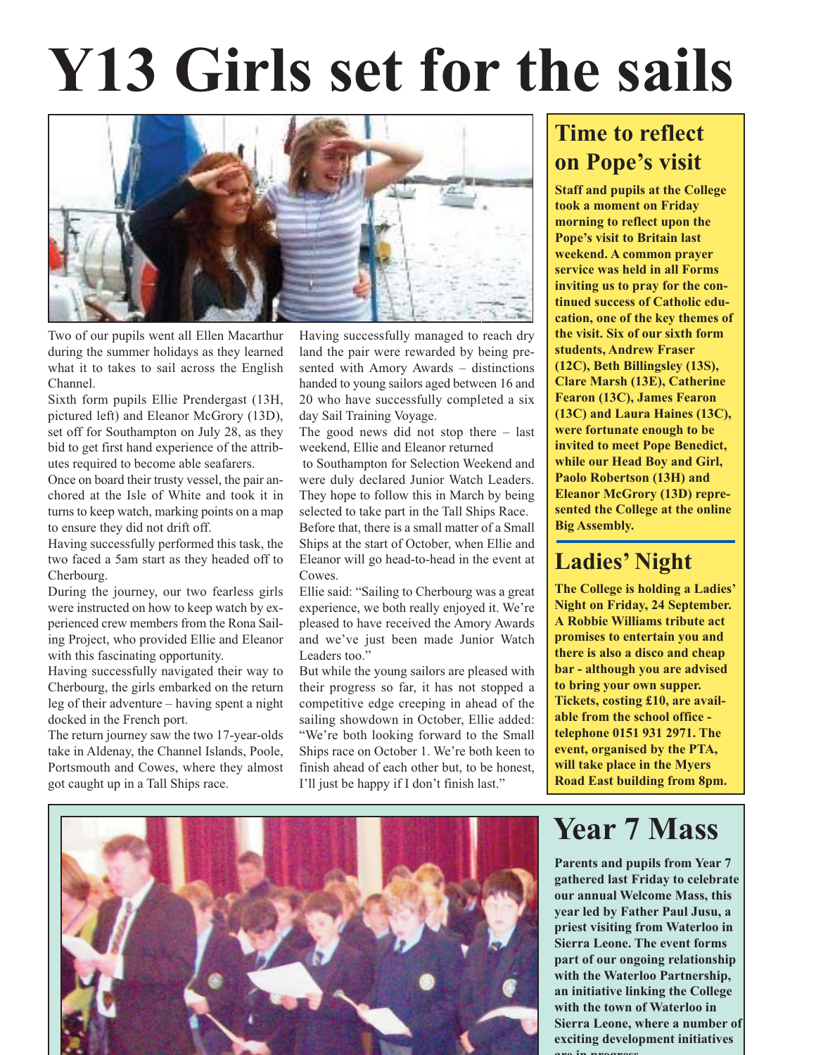# Y13 Girls set for the sails

Two of our pupils went all Ellen Macarthur during the summer holidays as they learned what it to takes to sail across the English Channel.

Sixth form pupils Ellie Prendergast (13H, pictured left) and Eleanor McGrory (13D), set off for Southampton on July 28, as they bid to get first hand experience of the attributes required to become able seafarers.

Once on board their trusty vessel, the pair anchored at the Isle of White and took it in turns to keep watch, marking points on a map to ensure they did not drift off.

Having successfully performed this task, the two faced a 5am start as they headed off to Cherbourg.

During the journey, our two fearless girls were instructed on how to keep watch by experienced crew members from the Rona Sailing Project, who provided Ellie and Eleanor with this fascinating opportunity.

Having successfully navigated their way to Cherbourg, the girls embarked on the return leg of their adventure – having spent a night docked in the French port.

The return journey saw the two 17-year-olds take in Aldenay, the Channel Islands, Poole, Portsmouth and Cowes, where they almost got caught up in a Tall Ships race.

Having successfully managed to reach dry land the pair were rewarded by being presented with Amory Awards – distinctions handed to young sailors aged between 16 and 20 who have successfully completed a six day Sail Training Voyage.

The good news did not stop there – last weekend, Ellie and Eleanor returned to Southampton for Selection Weekend and were duly declared Junior Watch Leaders. They hope to follow this in March by being selected to take part in the Tall Ships Race.

Before that, there is a small matter of a Small Ships at the start of October, when Ellie and Eleanor will go head-to-head in the event at Cowes.

Ellie said: "Sailing to Cherbourg was a great experience, we both really enjoyed it. We're pleased to have received the Amory Awards and we've just been made Junior Watch Leaders too."

But while the young sailors are pleased with their progress so far, it has not stopped a competitive edge creeping in ahead of the sailing showdown in October, Ellie added: "We're both looking forward to the Small Ships race on October 1. We're both keen to finish ahead of each other but, to be honest, I'll just be happy if I don't finish last."

## Time to reflect on Pope's visit

**Staff and pupils at the College took a moment on Friday morning to reflect upon the Pope's visit to Britain last weekend. A common prayer service was held in all Forms inviting us to pray for the continued success of Catholic education, one of the key themes of the visit. Six of our sixth form students, Andrew Fraser (12C), Beth Billingsley (13S), Clare Marsh (13E), Catherine Fearon (13C), James Fearon (13C) and Laura Haines (13C), were fortunate enough to be invited to meet Pope Benedict, while our Head Boy and Girl, Paolo Robertson (13H) and Eleanor McGrory (13D) represented the College at the online Big Assembly.**

## Ladies' Night

**The College is holding a Ladies' Night on Friday, 24 September. A Robbie Williams tribute act promises to entertain you and there is also a disco and cheap bar - although you are advised to bring your own supper. Tickets, costing £10, are available from the school office - telephone 0151 931 2971. The event, organised by the PTA, will take place in the Myers Road East building from 8pm.**

## Year 7 Mass

**Parents and pupils from Year 7 gathered last Friday to celebrate our annual Welcome Mass, this year led by Father Paul Jusu, a priest visiting from Waterloo in Sierra Leone. The event forms part of our ongoing relationship with the Waterloo Partnership, an initiative linking the College with the town of Waterloo in Sierra Leone, where a number of exciting development initiatives are in progress.**